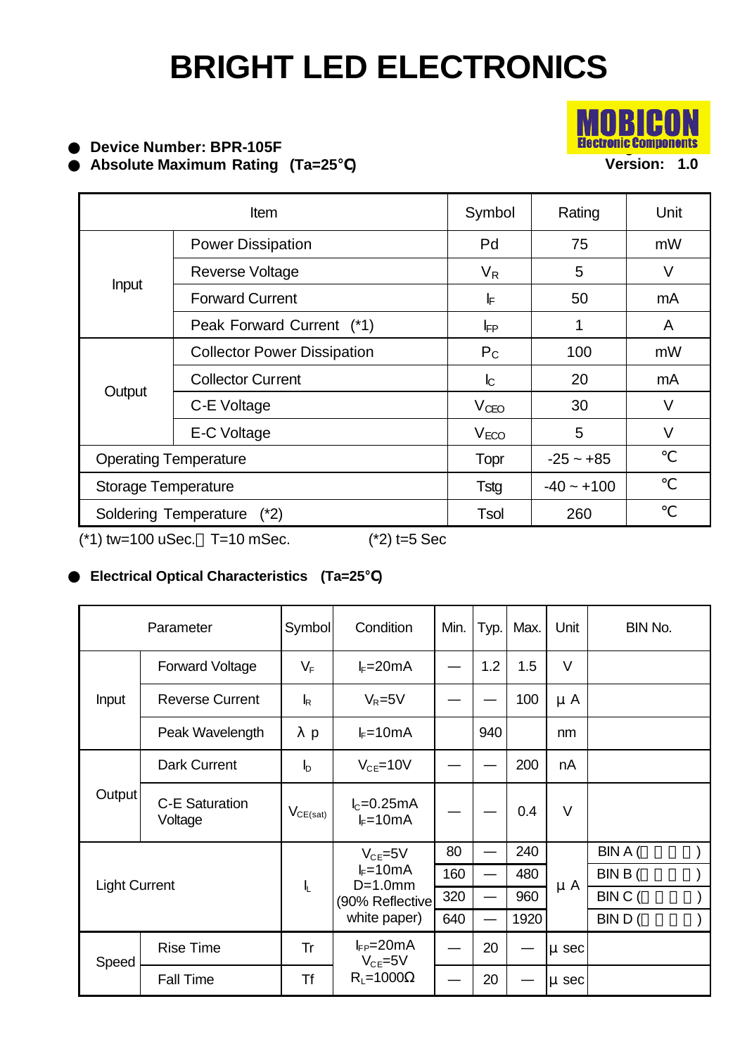# BRIGHT LED ELECTRONICS

MOBICON Electronic Components

- **Device Number: BPR-105F**
- **Absolute Maximum Rating (Ta=25°C)**

**Version: 1.0**

| Item | | Symbol | Rating | Unit |
|---|---|---|---|---|
| Input | Power Dissipation | Pd | 75 | mW |
| | Reverse Voltage | $V_R$ | 5 | V |
| | Forward Current | $I_F$ | 50 | mA |
| | Peak Forward Current (*1) | $I_{FP}$ | 1 | A |
| Output | Collector Power Dissipation | $P_C$ | 100 | mW |
| | Collector Current | $I_C$ | 20 | mA |
| | C-E Voltage | $V_{CEO}$ | 30 | V |
| | E-C Voltage | $V_{ECO}$ | 5 | V |
| Operating Temperature | | Topr | -25 ~ +85 | ℃ |
| Storage Temperature | | Tstg | -40 ~ +100 | ℃ |
| Soldering Temperature (*2) | | Tsol | 260 | ℃ |

(*1) tw=100 uSec. T=10 mSec. (*2) t=5 Sec

- **Electrical Optical Characteristics (Ta=25°C)**

| Parameter | | Symbol | Condition | Min. | Typ. | Max. | Unit | BIN No. |
|---|---|---|---|---|---|---|---|---|
| Input | Forward Voltage | $V_F$ | $I_F$=20mA | — | 1.2 | 1.5 | V | |
| | Reverse Current | $I_R$ | $V_R$=5V | — | — | 100 | μA | |
| | Peak Wavelength | λp | $I_F$=10mA | | 940 | | nm | |
| Output | Dark Current | $I_D$ | $V_{CE}$=10V | — | — | 200 | nA | |
| | C-E Saturation Voltage | $V_{CE(sat)}$ | $I_C$=0.25mA $I_F$=10mA | — | — | 0.4 | V | |
| Light Current | | $I_L$ | $V_{CE}$=5V $I_F$=10mA D=1.0mm (90% Reflective white paper) | 80 | — | 240 | μA | BIN A ( ) |
| | | | | 160 | — | 480 | | BIN B ( ) |
| | | | | 320 | — | 960 | | BIN C ( ) |
| | | | | 640 | — | 1920 | | BIN D ( ) |
| Speed | Rise Time | Tr | $I_{FP}$=20mA $V_{CE}$=5V $R_L$=1000Ω | — | 20 | — | μsec | |
| | Fall Time | Tf | | — | 20 | — | μsec | |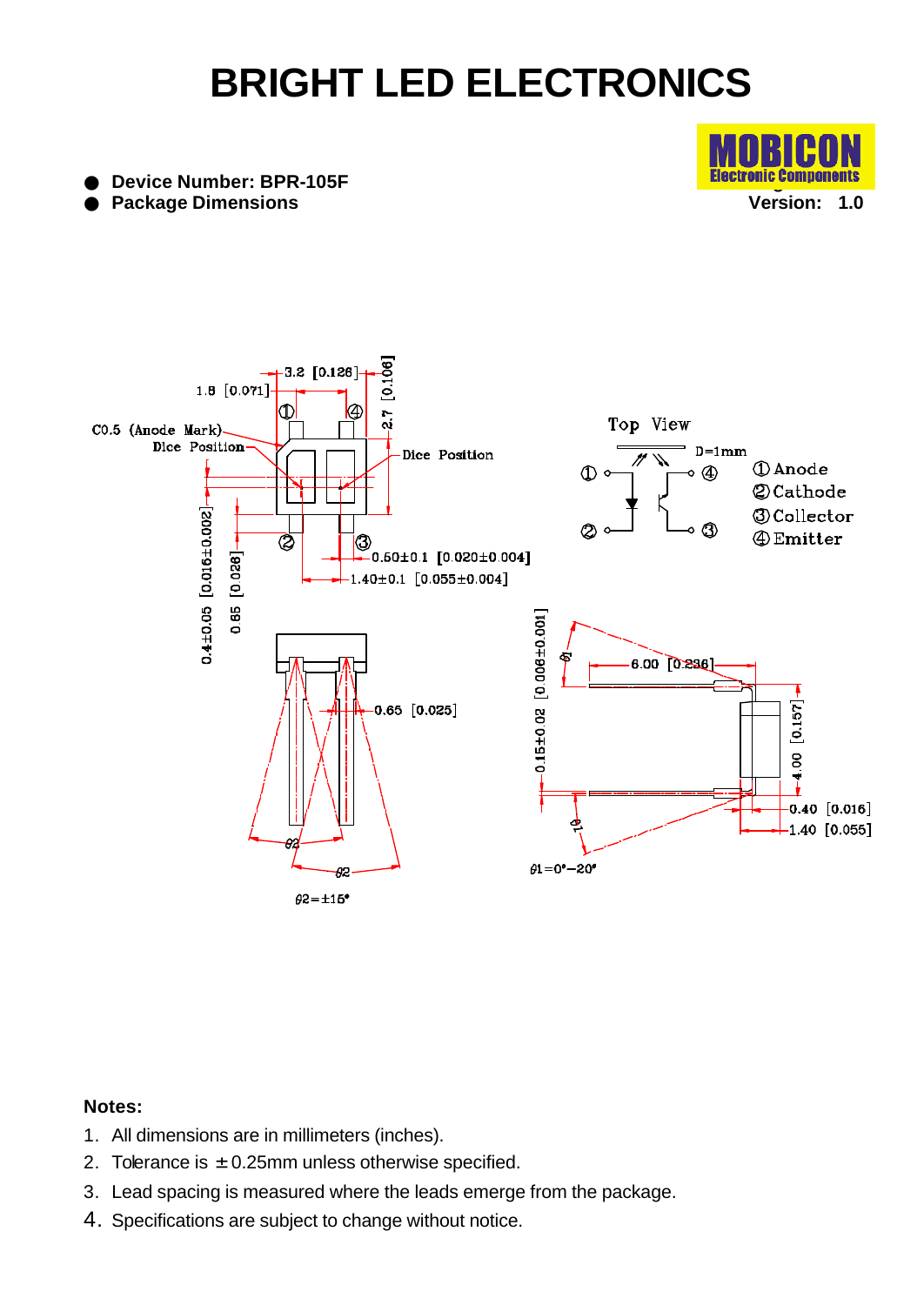# BRIGHT LED ELECTRONICS

- **Device Number: BPR-105F**
- **Package Dimensions**

Version: 1.0

**Notes:**

1. All dimensions are in millimeters (inches).
2. Tolerance is ±0.25mm unless otherwise specified.
3. Lead spacing is measured where the leads emerge from the package.
4. Specifications are subject to change without notice.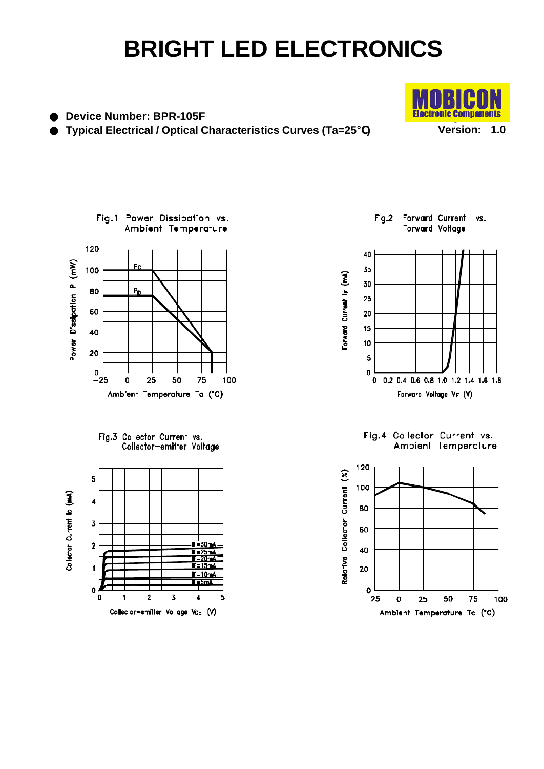# BRIGHT LED ELECTRONICS

- **Device Number: BPR-105F**
- **Typical Electrical / Optical Characteristics Curves (Ta=25°C)**

**Version: 1.0**

Fig.1 Power Dissipation vs. Ambient Temperature

Fig.2 Forward Current vs. Forward Voltage

Fig.3 Collector Current vs. Collector-emitter Voltage

Fig.4 Collector Current vs. Ambient Temperature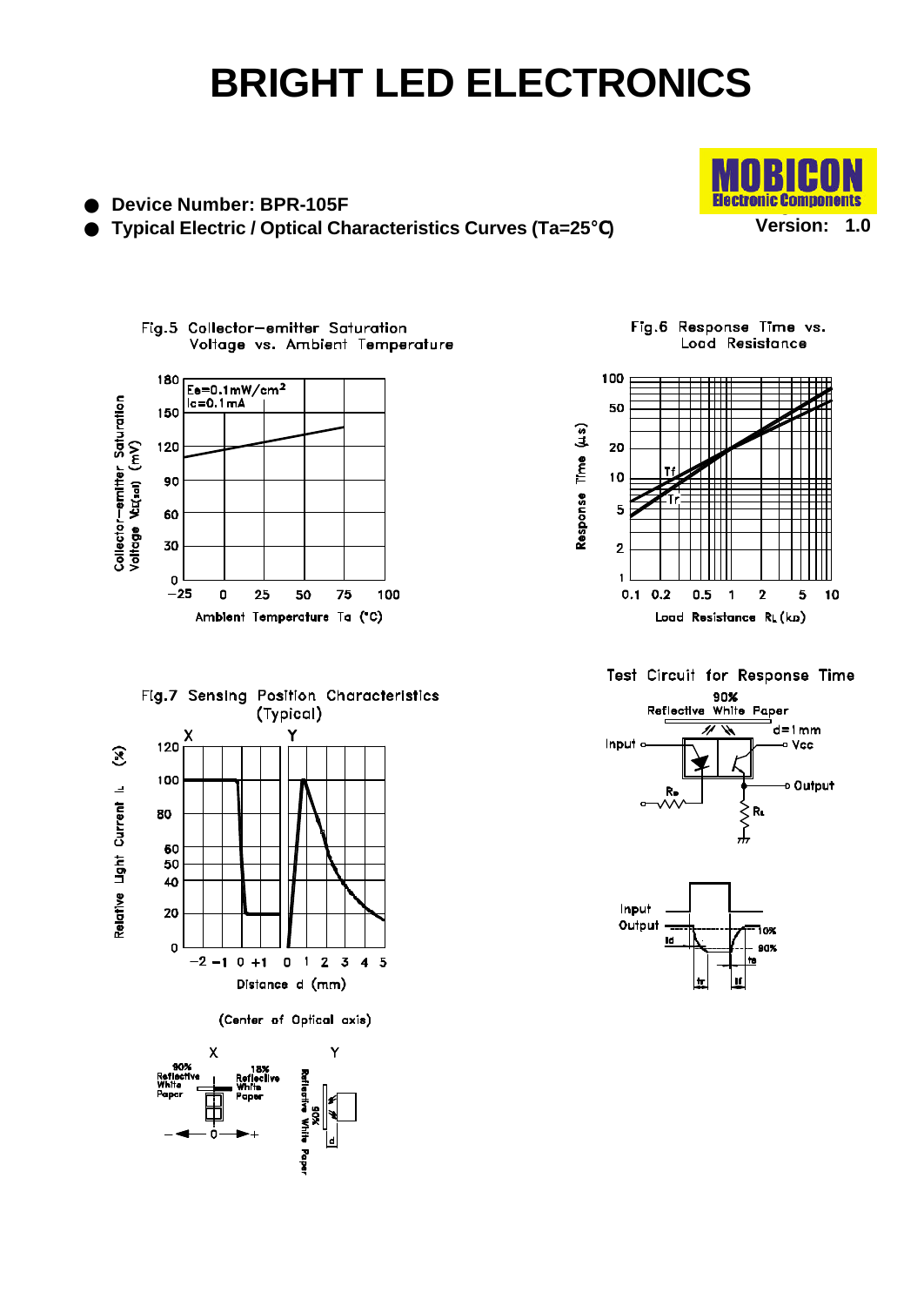# BRIGHT LED ELECTRONICS

MOBICON
Electronic Components

- **Device Number: BPR-105F**
- **Typical Electric / Optical Characteristics Curves (Ta=25°C)**

**Version: 1.0**

Fig.5 Collector-emitter Saturation Voltage vs. Ambient Temperature

Ee=0.1mW/cm²
Ic=0.1mA

Collector-emitter Saturation Voltage $V_{CE(sat)}$ (mV)

180
150
120
90
60
30
0

-25 0 25 50 75 100

Ambient Temperature Ta (°C)

Fig.6 Response Time vs. Load Resistance

Response Time (μs)

100
50
20
10
5
2
1

Tf
Tr

0.1 0.2 0.5 1 2 5 10

Load Resistance $R_L$ (kΩ)

Fig.7 Sensing Position Characteristics (Typical)

X Y

Relative Light Current $I_L$ (%)

120
100
80
60
50
40
20
0

-2 -1 0 +1 0 1 2 3 4 5

Distance d (mm)

(Center of Optical axis)

X Y

90% Reflective White Paper
18% Reflective White Paper
90% Reflective White Paper
d
- 0 +

Test Circuit for Response Time

90% Reflective White Paper
d=1mm
Input
Vcc
Output
$R_D$
$R_L$

Input
Output
Id
10%
90%
ts
tr
tf